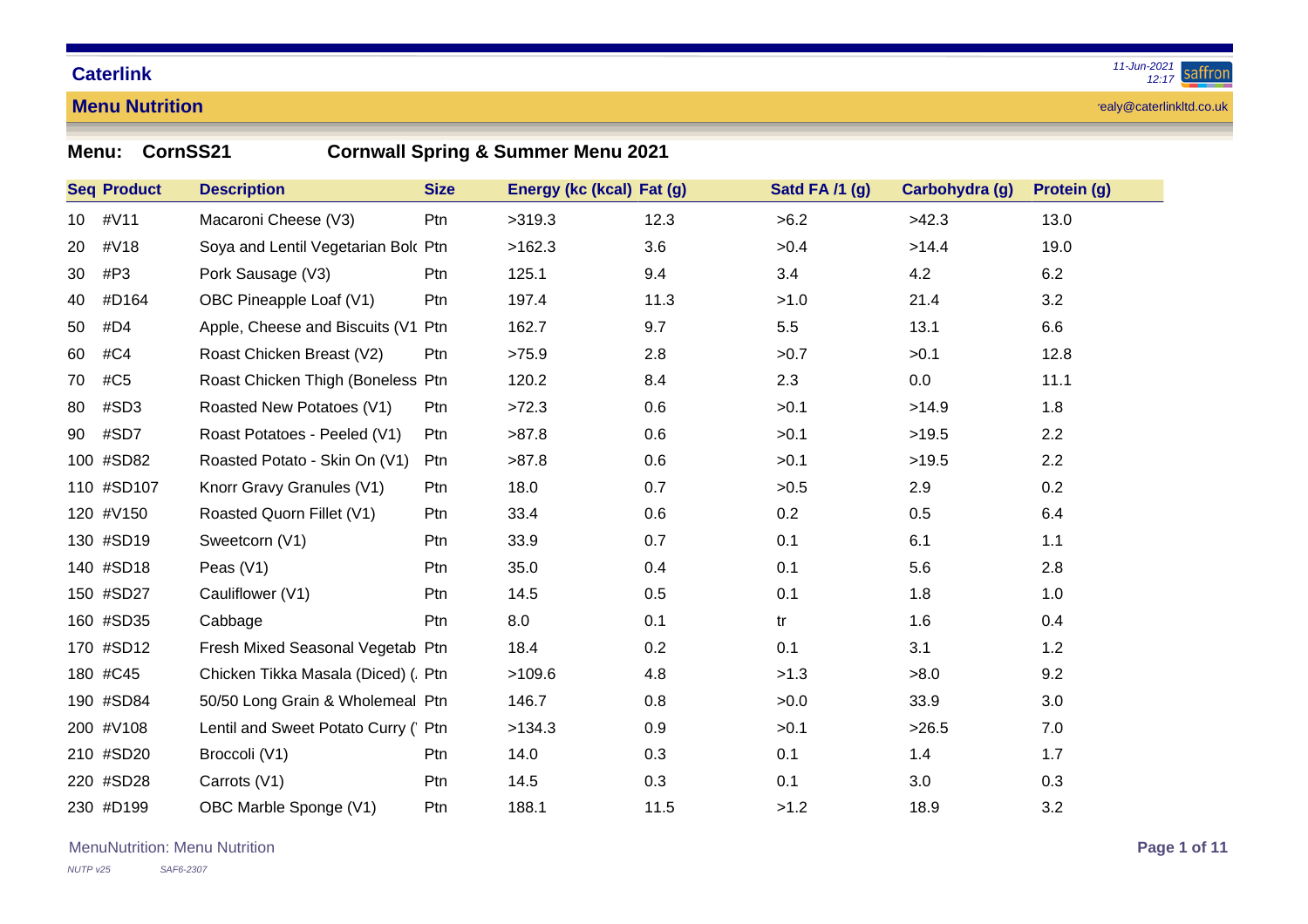**Caterlink**

**Menu Nutrition**

ealy@caterlinkltd.co.uk

**Menu: CornSS21 Cornwall Spring & Summer Menu 2021**

| Seq | Product | Description | Size | Energy (kc (kcal) | Fat (g) | Satd FA /1 (g) | Carbohydra (g) | Protein (g) |
|---|---|---|---|---|---|---|---|---|
| 10 | #V11 | Macaroni Cheese (V3) | Ptn | >319.3 | 12.3 | >6.2 | >42.3 | 13.0 |
| 20 | #V18 | Soya and Lentil Vegetarian Bolc | Ptn | >162.3 | 3.6 | >0.4 | >14.4 | 19.0 |
| 30 | #P3 | Pork Sausage (V3) | Ptn | 125.1 | 9.4 | 3.4 | 4.2 | 6.2 |
| 40 | #D164 | OBC Pineapple Loaf (V1) | Ptn | 197.4 | 11.3 | >1.0 | 21.4 | 3.2 |
| 50 | #D4 | Apple, Cheese and Biscuits (V1 | Ptn | 162.7 | 9.7 | 5.5 | 13.1 | 6.6 |
| 60 | #C4 | Roast Chicken Breast (V2) | Ptn | >75.9 | 2.8 | >0.7 | >0.1 | 12.8 |
| 70 | #C5 | Roast Chicken Thigh (Boneless | Ptn | 120.2 | 8.4 | 2.3 | 0.0 | 11.1 |
| 80 | #SD3 | Roasted New Potatoes (V1) | Ptn | >72.3 | 0.6 | >0.1 | >14.9 | 1.8 |
| 90 | #SD7 | Roast Potatoes - Peeled (V1) | Ptn | >87.8 | 0.6 | >0.1 | >19.5 | 2.2 |
| 100 | #SD82 | Roasted Potato - Skin On (V1) | Ptn | >87.8 | 0.6 | >0.1 | >19.5 | 2.2 |
| 110 | #SD107 | Knorr Gravy Granules (V1) | Ptn | 18.0 | 0.7 | >0.5 | 2.9 | 0.2 |
| 120 | #V150 | Roasted Quorn Fillet (V1) | Ptn | 33.4 | 0.6 | 0.2 | 0.5 | 6.4 |
| 130 | #SD19 | Sweetcorn (V1) | Ptn | 33.9 | 0.7 | 0.1 | 6.1 | 1.1 |
| 140 | #SD18 | Peas (V1) | Ptn | 35.0 | 0.4 | 0.1 | 5.6 | 2.8 |
| 150 | #SD27 | Cauliflower (V1) | Ptn | 14.5 | 0.5 | 0.1 | 1.8 | 1.0 |
| 160 | #SD35 | Cabbage | Ptn | 8.0 | 0.1 | tr | 1.6 | 0.4 |
| 170 | #SD12 | Fresh Mixed Seasonal Vegetab | Ptn | 18.4 | 0.2 | 0.1 | 3.1 | 1.2 |
| 180 | #C45 | Chicken Tikka Masala (Diced) (. | Ptn | >109.6 | 4.8 | >1.3 | >8.0 | 9.2 |
| 190 | #SD84 | 50/50 Long Grain & Wholemeal | Ptn | 146.7 | 0.8 | >0.0 | 33.9 | 3.0 |
| 200 | #V108 | Lentil and Sweet Potato Curry (' | Ptn | >134.3 | 0.9 | >0.1 | >26.5 | 7.0 |
| 210 | #SD20 | Broccoli (V1) | Ptn | 14.0 | 0.3 | 0.1 | 1.4 | 1.7 |
| 220 | #SD28 | Carrots (V1) | Ptn | 14.5 | 0.3 | 0.1 | 3.0 | 0.3 |
| 230 | #D199 | OBC Marble Sponge (V1) | Ptn | 188.1 | 11.5 | >1.2 | 18.9 | 3.2 |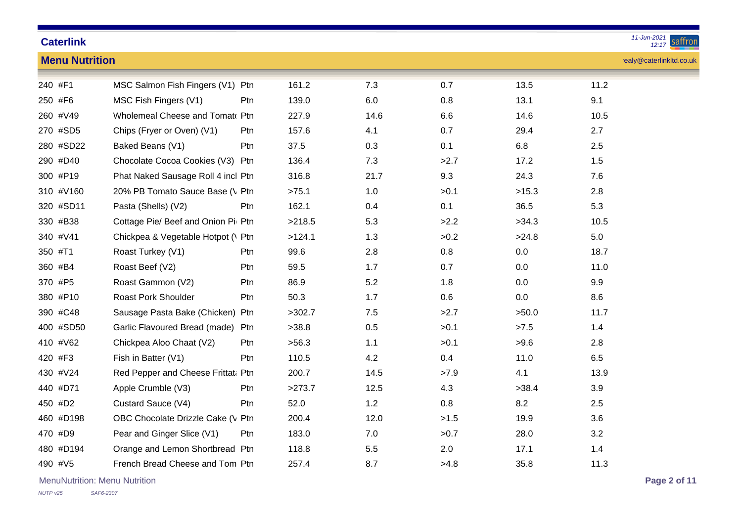## Caterlink

### Menu Nutrition

ealy@caterlinkltd.co.uk

| | | | | | | | |
|---|---|---|---|---|---|---|---|
| 240 | #F1 | MSC Salmon Fish Fingers (V1) | Ptn | 161.2 | 7.3 | 0.7 | 13.5 | 11.2 |
| 250 | #F6 | MSC Fish Fingers (V1) | Ptn | 139.0 | 6.0 | 0.8 | 13.1 | 9.1 |
| 260 | #V49 | Wholemeal Cheese and Tomato | Ptn | 227.9 | 14.6 | 6.6 | 14.6 | 10.5 |
| 270 | #SD5 | Chips (Fryer or Oven) (V1) | Ptn | 157.6 | 4.1 | 0.7 | 29.4 | 2.7 |
| 280 | #SD22 | Baked Beans (V1) | Ptn | 37.5 | 0.3 | 0.1 | 6.8 | 2.5 |
| 290 | #D40 | Chocolate Cocoa Cookies (V3) | Ptn | 136.4 | 7.3 | >2.7 | 17.2 | 1.5 |
| 300 | #P19 | Phat Naked Sausage Roll 4 incl | Ptn | 316.8 | 21.7 | 9.3 | 24.3 | 7.6 |
| 310 | #V160 | 20% PB Tomato Sauce Base (V | Ptn | >75.1 | 1.0 | >0.1 | >15.3 | 2.8 |
| 320 | #SD11 | Pasta (Shells) (V2) | Ptn | 162.1 | 0.4 | 0.1 | 36.5 | 5.3 |
| 330 | #B38 | Cottage Pie/ Beef and Onion Pi | Ptn | >218.5 | 5.3 | >2.2 | >34.3 | 10.5 |
| 340 | #V41 | Chickpea & Vegetable Hotpot (V | Ptn | >124.1 | 1.3 | >0.2 | >24.8 | 5.0 |
| 350 | #T1 | Roast Turkey (V1) | Ptn | 99.6 | 2.8 | 0.8 | 0.0 | 18.7 |
| 360 | #B4 | Roast Beef (V2) | Ptn | 59.5 | 1.7 | 0.7 | 0.0 | 11.0 |
| 370 | #P5 | Roast Gammon (V2) | Ptn | 86.9 | 5.2 | 1.8 | 0.0 | 9.9 |
| 380 | #P10 | Roast Pork Shoulder | Ptn | 50.3 | 1.7 | 0.6 | 0.0 | 8.6 |
| 390 | #C48 | Sausage Pasta Bake (Chicken) | Ptn | >302.7 | 7.5 | >2.7 | >50.0 | 11.7 |
| 400 | #SD50 | Garlic Flavoured Bread (made) | Ptn | >38.8 | 0.5 | >0.1 | >7.5 | 1.4 |
| 410 | #V62 | Chickpea Aloo Chaat (V2) | Ptn | >56.3 | 1.1 | >0.1 | >9.6 | 2.8 |
| 420 | #F3 | Fish in Batter (V1) | Ptn | 110.5 | 4.2 | 0.4 | 11.0 | 6.5 |
| 430 | #V24 | Red Pepper and Cheese Frittata | Ptn | 200.7 | 14.5 | >7.9 | 4.1 | 13.9 |
| 440 | #D71 | Apple Crumble (V3) | Ptn | >273.7 | 12.5 | 4.3 | >38.4 | 3.9 |
| 450 | #D2 | Custard Sauce (V4) | Ptn | 52.0 | 1.2 | 0.8 | 8.2 | 2.5 |
| 460 | #D198 | OBC Chocolate Drizzle Cake (V | Ptn | 200.4 | 12.0 | >1.5 | 19.9 | 3.6 |
| 470 | #D9 | Pear and Ginger Slice (V1) | Ptn | 183.0 | 7.0 | >0.7 | 28.0 | 3.2 |
| 480 | #D194 | Orange and Lemon Shortbread | Ptn | 118.8 | 5.5 | 2.0 | 17.1 | 1.4 |
| 490 | #V5 | French Bread Cheese and Tom | Ptn | 257.4 | 8.7 | >4.8 | 35.8 | 11.3 |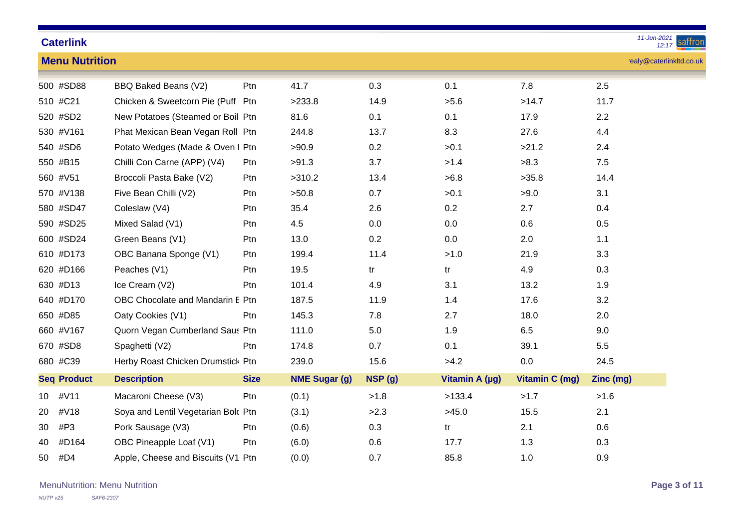# Caterlink

## Menu Nutrition

| Seq | Product | Description | Size | NME Sugar (g) | NSP (g) | Vitamin A (µg) | Vitamin C (mg) | Zinc (mg) |
|---|---|---|---|---|---|---|---|---|
| 500 | #SD88 | BBQ Baked Beans (V2) | Ptn | 41.7 | 0.3 | 0.1 | 7.8 | 2.5 |
| 510 | #C21 | Chicken & Sweetcorn Pie (Puff | Ptn | >233.8 | 14.9 | >5.6 | >14.7 | 11.7 |
| 520 | #SD2 | New Potatoes (Steamed or Boil | Ptn | 81.6 | 0.1 | 0.1 | 17.9 | 2.2 |
| 530 | #V161 | Phat Mexican Bean Vegan Roll | Ptn | 244.8 | 13.7 | 8.3 | 27.6 | 4.4 |
| 540 | #SD6 | Potato Wedges (Made & Oven I | Ptn | >90.9 | 0.2 | >0.1 | >21.2 | 2.4 |
| 550 | #B15 | Chilli Con Carne (APP) (V4) | Ptn | >91.3 | 3.7 | >1.4 | >8.3 | 7.5 |
| 560 | #V51 | Broccoli Pasta Bake (V2) | Ptn | >310.2 | 13.4 | >6.8 | >35.8 | 14.4 |
| 570 | #V138 | Five Bean Chilli (V2) | Ptn | >50.8 | 0.7 | >0.1 | >9.0 | 3.1 |
| 580 | #SD47 | Coleslaw (V4) | Ptn | 35.4 | 2.6 | 0.2 | 2.7 | 0.4 |
| 590 | #SD25 | Mixed Salad (V1) | Ptn | 4.5 | 0.0 | 0.0 | 0.6 | 0.5 |
| 600 | #SD24 | Green Beans (V1) | Ptn | 13.0 | 0.2 | 0.0 | 2.0 | 1.1 |
| 610 | #D173 | OBC Banana Sponge (V1) | Ptn | 199.4 | 11.4 | >1.0 | 21.9 | 3.3 |
| 620 | #D166 | Peaches (V1) | Ptn | 19.5 | tr | tr | 4.9 | 0.3 |
| 630 | #D13 | Ice Cream (V2) | Ptn | 101.4 | 4.9 | 3.1 | 13.2 | 1.9 |
| 640 | #D170 | OBC Chocolate and Mandarin E | Ptn | 187.5 | 11.9 | 1.4 | 17.6 | 3.2 |
| 650 | #D85 | Oaty Cookies (V1) | Ptn | 145.3 | 7.8 | 2.7 | 18.0 | 2.0 |
| 660 | #V167 | Quorn Vegan Cumberland Saus | Ptn | 111.0 | 5.0 | 1.9 | 6.5 | 9.0 |
| 670 | #SD8 | Spaghetti (V2) | Ptn | 174.8 | 0.7 | 0.1 | 39.1 | 5.5 |
| 680 | #C39 | Herby Roast Chicken Drumstick | Ptn | 239.0 | 15.6 | >4.2 | 0.0 | 24.5 |

| Seq | Product | Description | Size | NME Sugar (g) | NSP (g) | Vitamin A (µg) | Vitamin C (mg) | Zinc (mg) |
|---|---|---|---|---|---|---|---|---|
| 10 | #V11 | Macaroni Cheese (V3) | Ptn | (0.1) | >1.8 | >133.4 | >1.7 | >1.6 |
| 20 | #V18 | Soya and Lentil Vegetarian Bolo | Ptn | (3.1) | >2.3 | >45.0 | 15.5 | 2.1 |
| 30 | #P3 | Pork Sausage (V3) | Ptn | (0.6) | 0.3 | tr | 2.1 | 0.6 |
| 40 | #D164 | OBC Pineapple Loaf (V1) | Ptn | (6.0) | 0.6 | 17.7 | 1.3 | 0.3 |
| 50 | #D4 | Apple, Cheese and Biscuits (V1 | Ptn | (0.0) | 0.7 | 85.8 | 1.0 | 0.9 |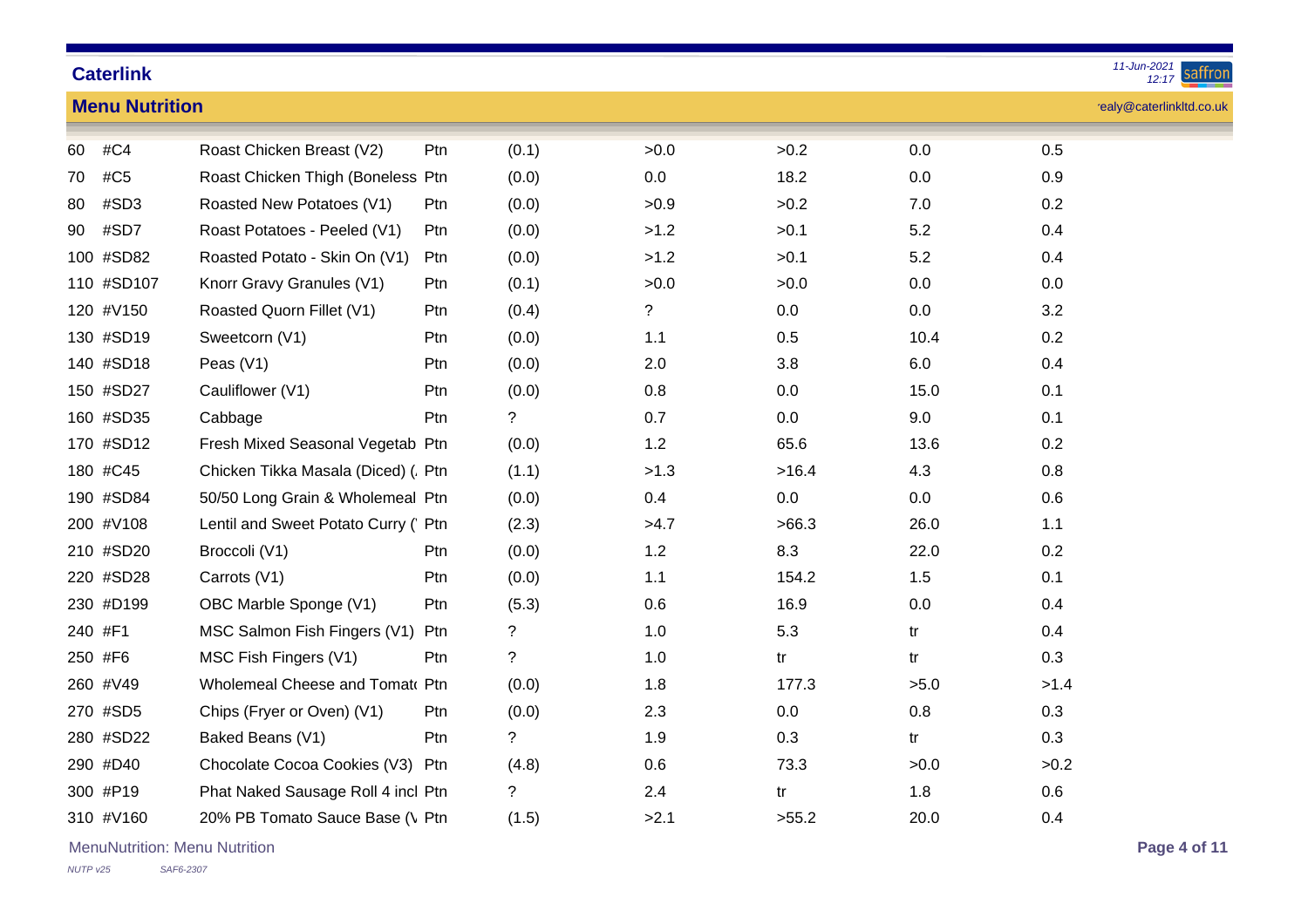## Caterlink

### Menu Nutrition

ealy@caterlinkltd.co.uk

| | | | | | | | | |
|---|---|---|---|---|---|---|---|---|
| 60 | #C4 | Roast Chicken Breast (V2) | Ptn | (0.1) | >0.0 | >0.2 | 0.0 | 0.5 |
| 70 | #C5 | Roast Chicken Thigh (Boneless | Ptn | (0.0) | 0.0 | 18.2 | 0.0 | 0.9 |
| 80 | #SD3 | Roasted New Potatoes (V1) | Ptn | (0.0) | >0.9 | >0.2 | 7.0 | 0.2 |
| 90 | #SD7 | Roast Potatoes - Peeled (V1) | Ptn | (0.0) | >1.2 | >0.1 | 5.2 | 0.4 |
| 100 | #SD82 | Roasted Potato - Skin On (V1) | Ptn | (0.0) | >1.2 | >0.1 | 5.2 | 0.4 |
| 110 | #SD107 | Knorr Gravy Granules (V1) | Ptn | (0.1) | >0.0 | >0.0 | 0.0 | 0.0 |
| 120 | #V150 | Roasted Quorn Fillet (V1) | Ptn | (0.4) | ? | 0.0 | 0.0 | 3.2 |
| 130 | #SD19 | Sweetcorn (V1) | Ptn | (0.0) | 1.1 | 0.5 | 10.4 | 0.2 |
| 140 | #SD18 | Peas (V1) | Ptn | (0.0) | 2.0 | 3.8 | 6.0 | 0.4 |
| 150 | #SD27 | Cauliflower (V1) | Ptn | (0.0) | 0.8 | 0.0 | 15.0 | 0.1 |
| 160 | #SD35 | Cabbage | Ptn | ? | 0.7 | 0.0 | 9.0 | 0.1 |
| 170 | #SD12 | Fresh Mixed Seasonal Vegetab | Ptn | (0.0) | 1.2 | 65.6 | 13.6 | 0.2 |
| 180 | #C45 | Chicken Tikka Masala (Diced) (. | Ptn | (1.1) | >1.3 | >16.4 | 4.3 | 0.8 |
| 190 | #SD84 | 50/50 Long Grain & Wholemeal | Ptn | (0.0) | 0.4 | 0.0 | 0.0 | 0.6 |
| 200 | #V108 | Lentil and Sweet Potato Curry (' | Ptn | (2.3) | >4.7 | >66.3 | 26.0 | 1.1 |
| 210 | #SD20 | Broccoli (V1) | Ptn | (0.0) | 1.2 | 8.3 | 22.0 | 0.2 |
| 220 | #SD28 | Carrots (V1) | Ptn | (0.0) | 1.1 | 154.2 | 1.5 | 0.1 |
| 230 | #D199 | OBC Marble Sponge (V1) | Ptn | (5.3) | 0.6 | 16.9 | 0.0 | 0.4 |
| 240 | #F1 | MSC Salmon Fish Fingers (V1) | Ptn | ? | 1.0 | 5.3 | tr | 0.4 |
| 250 | #F6 | MSC Fish Fingers (V1) | Ptn | ? | 1.0 | tr | tr | 0.3 |
| 260 | #V49 | Wholemeal Cheese and Tomato | Ptn | (0.0) | 1.8 | 177.3 | >5.0 | >1.4 |
| 270 | #SD5 | Chips (Fryer or Oven) (V1) | Ptn | (0.0) | 2.3 | 0.0 | 0.8 | 0.3 |
| 280 | #SD22 | Baked Beans (V1) | Ptn | ? | 1.9 | 0.3 | tr | 0.3 |
| 290 | #D40 | Chocolate Cocoa Cookies (V3) | Ptn | (4.8) | 0.6 | 73.3 | >0.0 | >0.2 |
| 300 | #P19 | Phat Naked Sausage Roll 4 incl | Ptn | ? | 2.4 | tr | 1.8 | 0.6 |
| 310 | #V160 | 20% PB Tomato Sauce Base (V | Ptn | (1.5) | >2.1 | >55.2 | 20.0 | 0.4 |

MenuNutrition: Menu Nutrition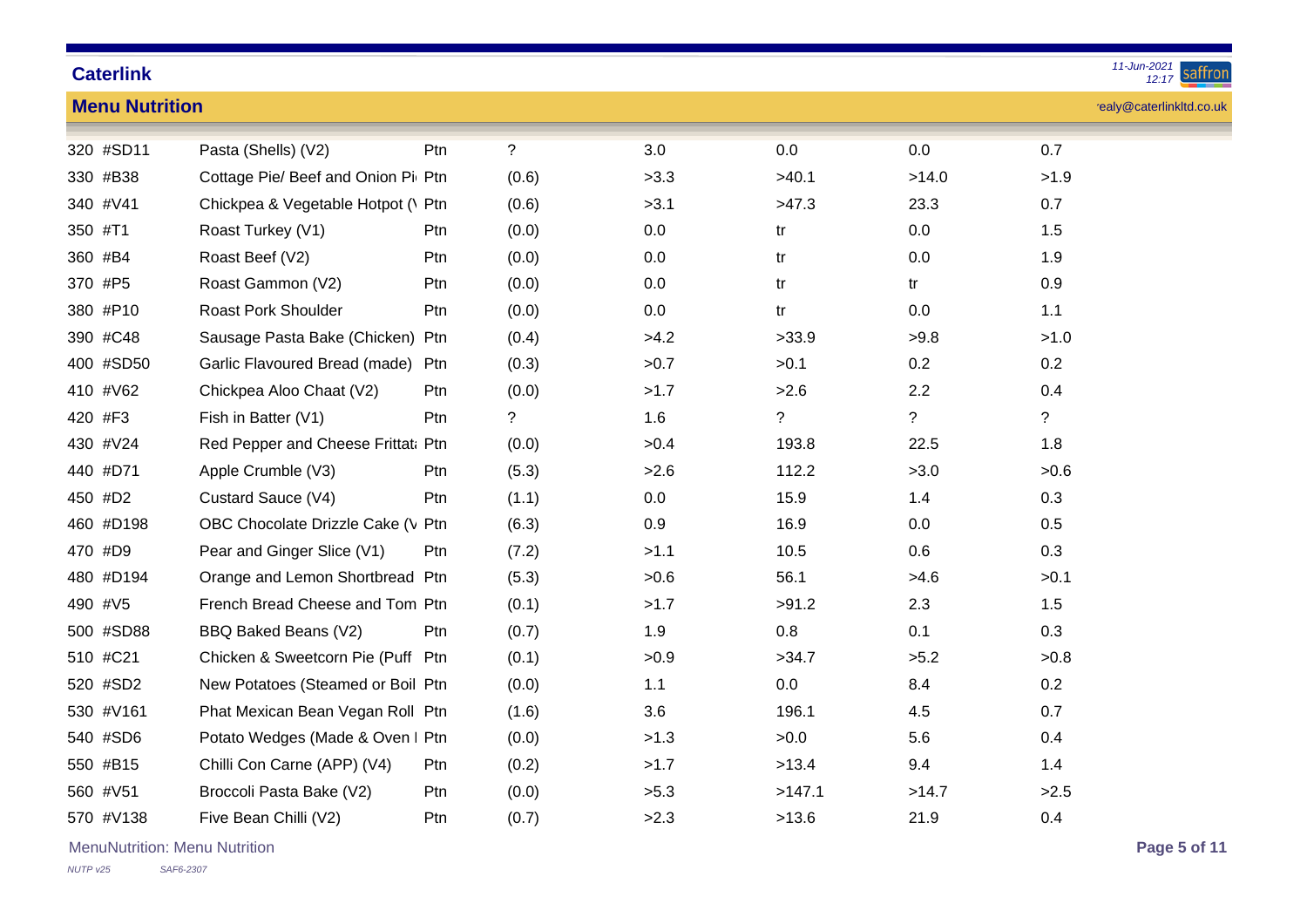## Caterlink

### Menu Nutrition

| | | | | | | | | |
|---|---|---|---|---|---|---|---|---|
| 320 | #SD11 | Pasta (Shells) (V2) | Ptn | ? | 3.0 | 0.0 | 0.0 | 0.7 |
| 330 | #B38 | Cottage Pie/ Beef and Onion Pi | Ptn | (0.6) | >3.3 | >40.1 | >14.0 | >1.9 |
| 340 | #V41 | Chickpea & Vegetable Hotpot (\ | Ptn | (0.6) | >3.1 | >47.3 | 23.3 | 0.7 |
| 350 | #T1 | Roast Turkey (V1) | Ptn | (0.0) | 0.0 | tr | 0.0 | 1.5 |
| 360 | #B4 | Roast Beef (V2) | Ptn | (0.0) | 0.0 | tr | 0.0 | 1.9 |
| 370 | #P5 | Roast Gammon (V2) | Ptn | (0.0) | 0.0 | tr | tr | 0.9 |
| 380 | #P10 | Roast Pork Shoulder | Ptn | (0.0) | 0.0 | tr | 0.0 | 1.1 |
| 390 | #C48 | Sausage Pasta Bake (Chicken) | Ptn | (0.4) | >4.2 | >33.9 | >9.8 | >1.0 |
| 400 | #SD50 | Garlic Flavoured Bread (made) | Ptn | (0.3) | >0.7 | >0.1 | 0.2 | 0.2 |
| 410 | #V62 | Chickpea Aloo Chaat (V2) | Ptn | (0.0) | >1.7 | >2.6 | 2.2 | 0.4 |
| 420 | #F3 | Fish in Batter (V1) | Ptn | ? | 1.6 | ? | ? | ? |
| 430 | #V24 | Red Pepper and Cheese Frittat | Ptn | (0.0) | >0.4 | 193.8 | 22.5 | 1.8 |
| 440 | #D71 | Apple Crumble (V3) | Ptn | (5.3) | >2.6 | 112.2 | >3.0 | >0.6 |
| 450 | #D2 | Custard Sauce (V4) | Ptn | (1.1) | 0.0 | 15.9 | 1.4 | 0.3 |
| 460 | #D198 | OBC Chocolate Drizzle Cake (V | Ptn | (6.3) | 0.9 | 16.9 | 0.0 | 0.5 |
| 470 | #D9 | Pear and Ginger Slice (V1) | Ptn | (7.2) | >1.1 | 10.5 | 0.6 | 0.3 |
| 480 | #D194 | Orange and Lemon Shortbread | Ptn | (5.3) | >0.6 | 56.1 | >4.6 | >0.1 |
| 490 | #V5 | French Bread Cheese and Tom | Ptn | (0.1) | >1.7 | >91.2 | 2.3 | 1.5 |
| 500 | #SD88 | BBQ Baked Beans (V2) | Ptn | (0.7) | 1.9 | 0.8 | 0.1 | 0.3 |
| 510 | #C21 | Chicken & Sweetcorn Pie (Puff | Ptn | (0.1) | >0.9 | >34.7 | >5.2 | >0.8 |
| 520 | #SD2 | New Potatoes (Steamed or Boil | Ptn | (0.0) | 1.1 | 0.0 | 8.4 | 0.2 |
| 530 | #V161 | Phat Mexican Bean Vegan Roll | Ptn | (1.6) | 3.6 | 196.1 | 4.5 | 0.7 |
| 540 | #SD6 | Potato Wedges (Made & Oven I | Ptn | (0.0) | >1.3 | >0.0 | 5.6 | 0.4 |
| 550 | #B15 | Chilli Con Carne (APP) (V4) | Ptn | (0.2) | >1.7 | >13.4 | 9.4 | 1.4 |
| 560 | #V51 | Broccoli Pasta Bake (V2) | Ptn | (0.0) | >5.3 | >147.1 | >14.7 | >2.5 |
| 570 | #V138 | Five Bean Chilli (V2) | Ptn | (0.7) | >2.3 | >13.6 | 21.9 | 0.4 |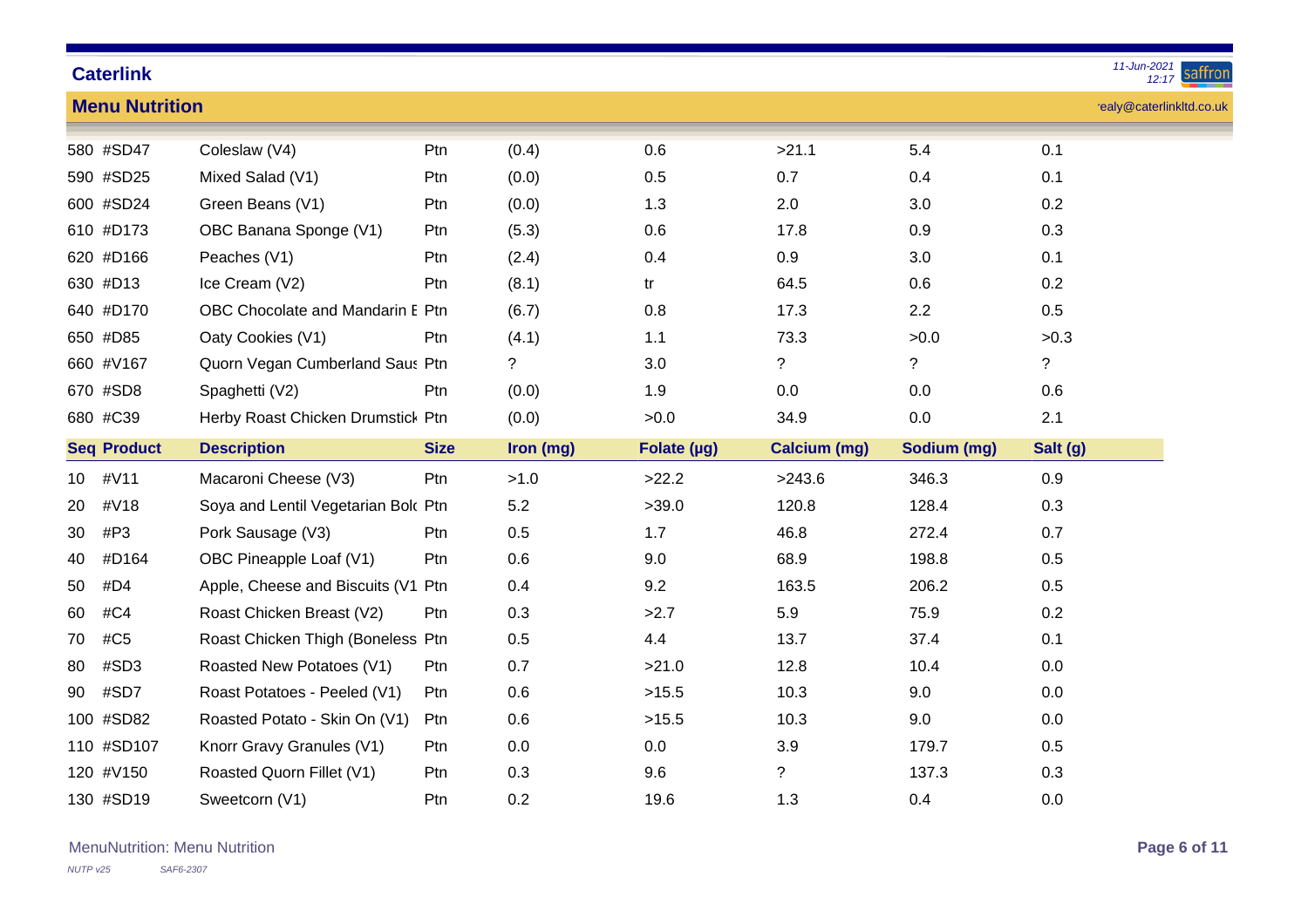## Caterlink

### Menu Nutrition

| | | | | | | | |
|---|---|---|---|---|---|---|---|
| 580 | #SD47 | Coleslaw (V4) | Ptn | (0.4) | 0.6 | >21.1 | 5.4 | 0.1 |
| 590 | #SD25 | Mixed Salad (V1) | Ptn | (0.0) | 0.5 | 0.7 | 0.4 | 0.1 |
| 600 | #SD24 | Green Beans (V1) | Ptn | (0.0) | 1.3 | 2.0 | 3.0 | 0.2 |
| 610 | #D173 | OBC Banana Sponge (V1) | Ptn | (5.3) | 0.6 | 17.8 | 0.9 | 0.3 |
| 620 | #D166 | Peaches (V1) | Ptn | (2.4) | 0.4 | 0.9 | 3.0 | 0.1 |
| 630 | #D13 | Ice Cream (V2) | Ptn | (8.1) | tr | 64.5 | 0.6 | 0.2 |
| 640 | #D170 | OBC Chocolate and Mandarin E | Ptn | (6.7) | 0.8 | 17.3 | 2.2 | 0.5 |
| 650 | #D85 | Oaty Cookies (V1) | Ptn | (4.1) | 1.1 | 73.3 | >0.0 | >0.3 |
| 660 | #V167 | Quorn Vegan Cumberland Saus | Ptn | ? | 3.0 | ? | ? | ? |
| 670 | #SD8 | Spaghetti (V2) | Ptn | (0.0) | 1.9 | 0.0 | 0.0 | 0.6 |
| 680 | #C39 | Herby Roast Chicken Drumstick | Ptn | (0.0) | >0.0 | 34.9 | 0.0 | 2.1 |

| Seq | Product | Description | Size | Iron (mg) | Folate (µg) | Calcium (mg) | Sodium (mg) | Salt (g) |
|---|---|---|---|---|---|---|---|---|
| 10 | #V11 | Macaroni Cheese (V3) | Ptn | >1.0 | >22.2 | >243.6 | 346.3 | 0.9 |
| 20 | #V18 | Soya and Lentil Vegetarian Bolo | Ptn | 5.2 | >39.0 | 120.8 | 128.4 | 0.3 |
| 30 | #P3 | Pork Sausage (V3) | Ptn | 0.5 | 1.7 | 46.8 | 272.4 | 0.7 |
| 40 | #D164 | OBC Pineapple Loaf (V1) | Ptn | 0.6 | 9.0 | 68.9 | 198.8 | 0.5 |
| 50 | #D4 | Apple, Cheese and Biscuits (V1 | Ptn | 0.4 | 9.2 | 163.5 | 206.2 | 0.5 |
| 60 | #C4 | Roast Chicken Breast (V2) | Ptn | 0.3 | >2.7 | 5.9 | 75.9 | 0.2 |
| 70 | #C5 | Roast Chicken Thigh (Boneless | Ptn | 0.5 | 4.4 | 13.7 | 37.4 | 0.1 |
| 80 | #SD3 | Roasted New Potatoes (V1) | Ptn | 0.7 | >21.0 | 12.8 | 10.4 | 0.0 |
| 90 | #SD7 | Roast Potatoes - Peeled (V1) | Ptn | 0.6 | >15.5 | 10.3 | 9.0 | 0.0 |
| 100 | #SD82 | Roasted Potato - Skin On (V1) | Ptn | 0.6 | >15.5 | 10.3 | 9.0 | 0.0 |
| 110 | #SD107 | Knorr Gravy Granules (V1) | Ptn | 0.0 | 0.0 | 3.9 | 179.7 | 0.5 |
| 120 | #V150 | Roasted Quorn Fillet (V1) | Ptn | 0.3 | 9.6 | ? | 137.3 | 0.3 |
| 130 | #SD19 | Sweetcorn (V1) | Ptn | 0.2 | 19.6 | 1.3 | 0.4 | 0.0 |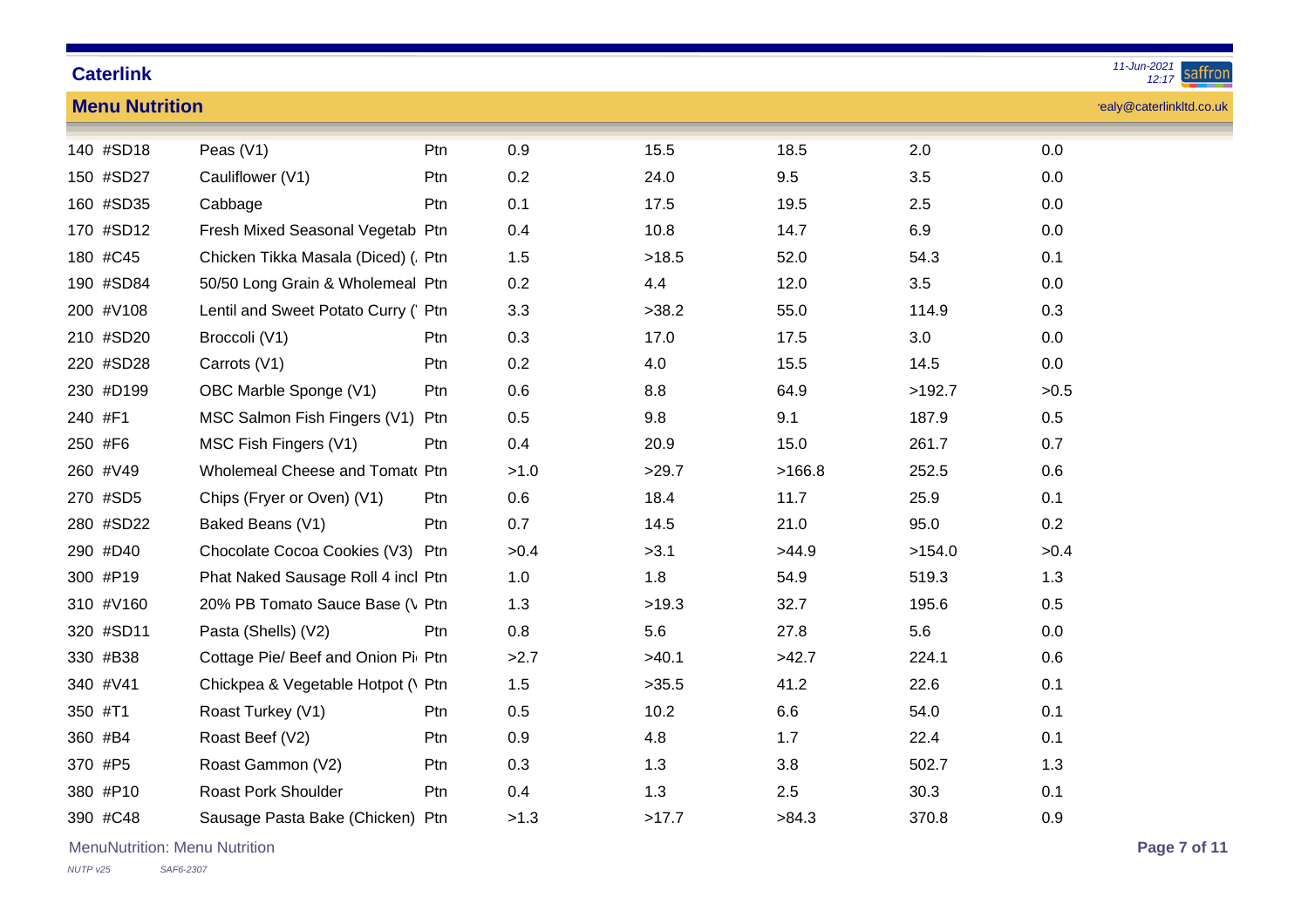| | | | | | | | | |
|---|---|---|---|---|---|---|---|---|
| 140 | #SD18 | Peas (V1) | Ptn | 0.9 | 15.5 | 18.5 | 2.0 | 0.0 |
| 150 | #SD27 | Cauliflower (V1) | Ptn | 0.2 | 24.0 | 9.5 | 3.5 | 0.0 |
| 160 | #SD35 | Cabbage | Ptn | 0.1 | 17.5 | 19.5 | 2.5 | 0.0 |
| 170 | #SD12 | Fresh Mixed Seasonal Vegetab | Ptn | 0.4 | 10.8 | 14.7 | 6.9 | 0.0 |
| 180 | #C45 | Chicken Tikka Masala (Diced) ( | Ptn | 1.5 | >18.5 | 52.0 | 54.3 | 0.1 |
| 190 | #SD84 | 50/50 Long Grain & Wholemeal | Ptn | 0.2 | 4.4 | 12.0 | 3.5 | 0.0 |
| 200 | #V108 | Lentil and Sweet Potato Curry (' | Ptn | 3.3 | >38.2 | 55.0 | 114.9 | 0.3 |
| 210 | #SD20 | Broccoli (V1) | Ptn | 0.3 | 17.0 | 17.5 | 3.0 | 0.0 |
| 220 | #SD28 | Carrots (V1) | Ptn | 0.2 | 4.0 | 15.5 | 14.5 | 0.0 |
| 230 | #D199 | OBC Marble Sponge (V1) | Ptn | 0.6 | 8.8 | 64.9 | >192.7 | >0.5 |
| 240 | #F1 | MSC Salmon Fish Fingers (V1) | Ptn | 0.5 | 9.8 | 9.1 | 187.9 | 0.5 |
| 250 | #F6 | MSC Fish Fingers (V1) | Ptn | 0.4 | 20.9 | 15.0 | 261.7 | 0.7 |
| 260 | #V49 | Wholemeal Cheese and Tomat | Ptn | >1.0 | >29.7 | >166.8 | 252.5 | 0.6 |
| 270 | #SD5 | Chips (Fryer or Oven) (V1) | Ptn | 0.6 | 18.4 | 11.7 | 25.9 | 0.1 |
| 280 | #SD22 | Baked Beans (V1) | Ptn | 0.7 | 14.5 | 21.0 | 95.0 | 0.2 |
| 290 | #D40 | Chocolate Cocoa Cookies (V3) | Ptn | >0.4 | >3.1 | >44.9 | >154.0 | >0.4 |
| 300 | #P19 | Phat Naked Sausage Roll 4 incl | Ptn | 1.0 | 1.8 | 54.9 | 519.3 | 1.3 |
| 310 | #V160 | 20% PB Tomato Sauce Base (V | Ptn | 1.3 | >19.3 | 32.7 | 195.6 | 0.5 |
| 320 | #SD11 | Pasta (Shells) (V2) | Ptn | 0.8 | 5.6 | 27.8 | 5.6 | 0.0 |
| 330 | #B38 | Cottage Pie/ Beef and Onion Pi | Ptn | >2.7 | >40.1 | >42.7 | 224.1 | 0.6 |
| 340 | #V41 | Chickpea & Vegetable Hotpot (V | Ptn | 1.5 | >35.5 | 41.2 | 22.6 | 0.1 |
| 350 | #T1 | Roast Turkey (V1) | Ptn | 0.5 | 10.2 | 6.6 | 54.0 | 0.1 |
| 360 | #B4 | Roast Beef (V2) | Ptn | 0.9 | 4.8 | 1.7 | 22.4 | 0.1 |
| 370 | #P5 | Roast Gammon (V2) | Ptn | 0.3 | 1.3 | 3.8 | 502.7 | 1.3 |
| 380 | #P10 | Roast Pork Shoulder | Ptn | 0.4 | 1.3 | 2.5 | 30.3 | 0.1 |
| 390 | #C48 | Sausage Pasta Bake (Chicken) | Ptn | >1.3 | >17.7 | >84.3 | 370.8 | 0.9 |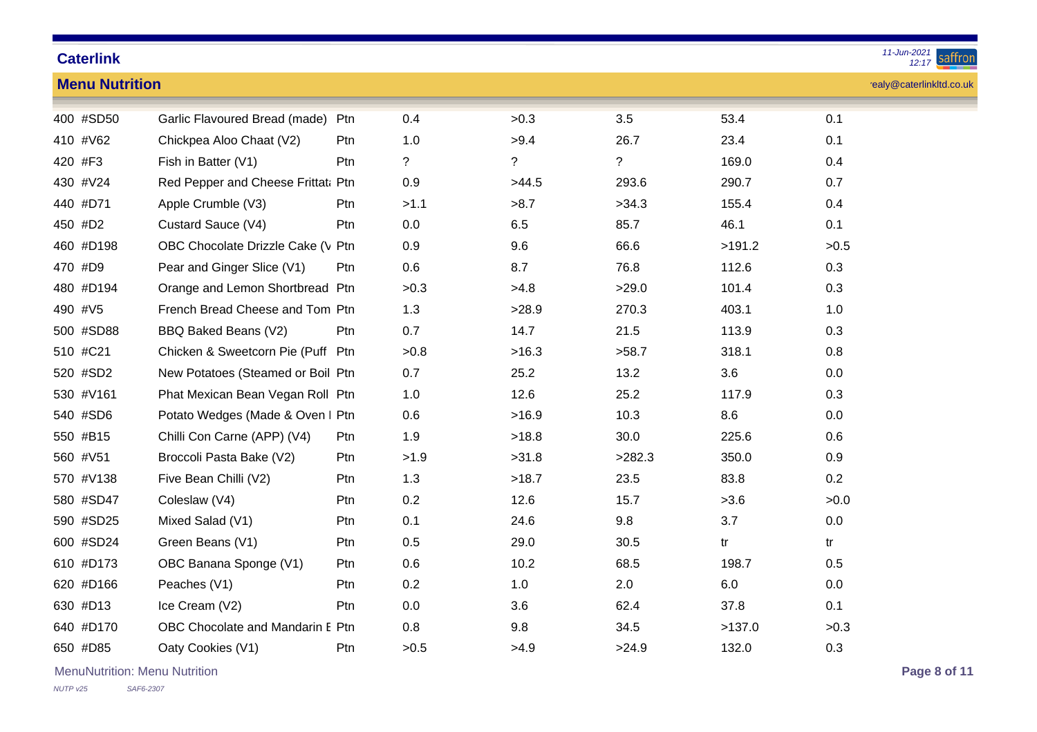## Caterlink

### Menu Nutrition

ealy@caterlinkltd.co.uk

| | | | | | | | | |
|---|---|---|---|---|---|---|---|---|
| 400 | #SD50 | Garlic Flavoured Bread (made) | Ptn | 0.4 | >0.3 | 3.5 | 53.4 | 0.1 |
| 410 | #V62 | Chickpea Aloo Chaat (V2) | Ptn | 1.0 | >9.4 | 26.7 | 23.4 | 0.1 |
| 420 | #F3 | Fish in Batter (V1) | Ptn | ? | ? | ? | 169.0 | 0.4 |
| 430 | #V24 | Red Pepper and Cheese Frittat | Ptn | 0.9 | >44.5 | 293.6 | 290.7 | 0.7 |
| 440 | #D71 | Apple Crumble (V3) | Ptn | >1.1 | >8.7 | >34.3 | 155.4 | 0.4 |
| 450 | #D2 | Custard Sauce (V4) | Ptn | 0.0 | 6.5 | 85.7 | 46.1 | 0.1 |
| 460 | #D198 | OBC Chocolate Drizzle Cake (V | Ptn | 0.9 | 9.6 | 66.6 | >191.2 | >0.5 |
| 470 | #D9 | Pear and Ginger Slice (V1) | Ptn | 0.6 | 8.7 | 76.8 | 112.6 | 0.3 |
| 480 | #D194 | Orange and Lemon Shortbread | Ptn | >0.3 | >4.8 | >29.0 | 101.4 | 0.3 |
| 490 | #V5 | French Bread Cheese and Tom | Ptn | 1.3 | >28.9 | 270.3 | 403.1 | 1.0 |
| 500 | #SD88 | BBQ Baked Beans (V2) | Ptn | 0.7 | 14.7 | 21.5 | 113.9 | 0.3 |
| 510 | #C21 | Chicken & Sweetcorn Pie (Puff | Ptn | >0.8 | >16.3 | >58.7 | 318.1 | 0.8 |
| 520 | #SD2 | New Potatoes (Steamed or Boil | Ptn | 0.7 | 25.2 | 13.2 | 3.6 | 0.0 |
| 530 | #V161 | Phat Mexican Bean Vegan Roll | Ptn | 1.0 | 12.6 | 25.2 | 117.9 | 0.3 |
| 540 | #SD6 | Potato Wedges (Made & Oven I | Ptn | 0.6 | >16.9 | 10.3 | 8.6 | 0.0 |
| 550 | #B15 | Chilli Con Carne (APP) (V4) | Ptn | 1.9 | >18.8 | 30.0 | 225.6 | 0.6 |
| 560 | #V51 | Broccoli Pasta Bake (V2) | Ptn | >1.9 | >31.8 | >282.3 | 350.0 | 0.9 |
| 570 | #V138 | Five Bean Chilli (V2) | Ptn | 1.3 | >18.7 | 23.5 | 83.8 | 0.2 |
| 580 | #SD47 | Coleslaw (V4) | Ptn | 0.2 | 12.6 | 15.7 | >3.6 | >0.0 |
| 590 | #SD25 | Mixed Salad (V1) | Ptn | 0.1 | 24.6 | 9.8 | 3.7 | 0.0 |
| 600 | #SD24 | Green Beans (V1) | Ptn | 0.5 | 29.0 | 30.5 | tr | tr |
| 610 | #D173 | OBC Banana Sponge (V1) | Ptn | 0.6 | 10.2 | 68.5 | 198.7 | 0.5 |
| 620 | #D166 | Peaches (V1) | Ptn | 0.2 | 1.0 | 2.0 | 6.0 | 0.0 |
| 630 | #D13 | Ice Cream (V2) | Ptn | 0.0 | 3.6 | 62.4 | 37.8 | 0.1 |
| 640 | #D170 | OBC Chocolate and Mandarin E | Ptn | 0.8 | 9.8 | 34.5 | >137.0 | >0.3 |
| 650 | #D85 | Oaty Cookies (V1) | Ptn | >0.5 | >4.9 | >24.9 | 132.0 | 0.3 |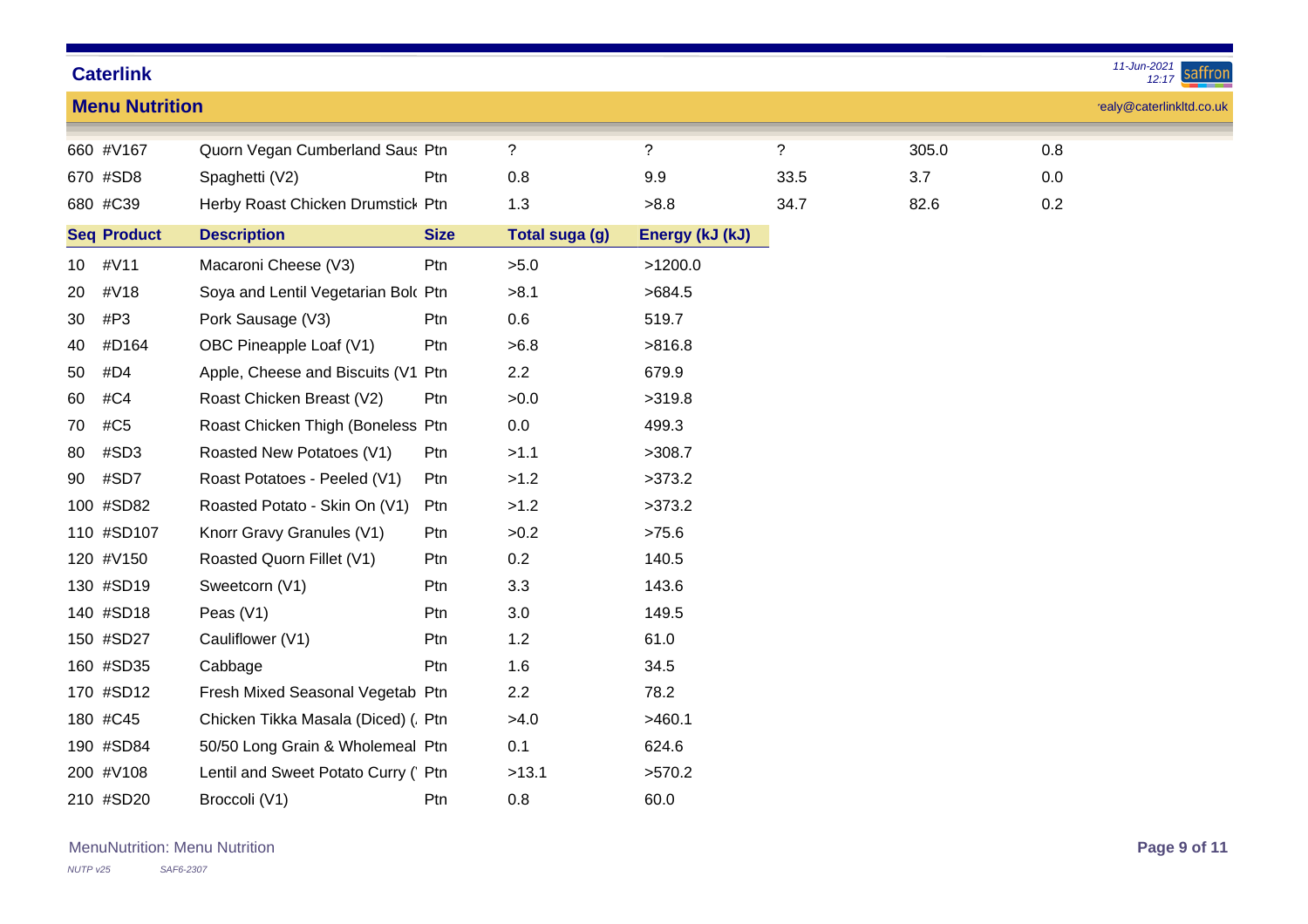**Caterlink**

11-Jun-2021 12:17

## Menu Nutrition

ealy@caterlinkltd.co.uk

| | | | | | | | | |
|---|---|---|---|---|---|---|---|---|
| 660 | #V167 | Quorn Vegan Cumberland Saus | Ptn | ? | ? | ? | 305.0 | 0.8 |
| 670 | #SD8 | Spaghetti (V2) | Ptn | 0.8 | 9.9 | 33.5 | 3.7 | 0.0 |
| 680 | #C39 | Herby Roast Chicken Drumstick | Ptn | 1.3 | >8.8 | 34.7 | 82.6 | 0.2 |

| Seq | Product | Description | Size | Total suga (g) | Energy (kJ (kJ) |
|---|---|---|---|---|---|
| 10 | #V11 | Macaroni Cheese (V3) | Ptn | >5.0 | >1200.0 |
| 20 | #V18 | Soya and Lentil Vegetarian Bol | Ptn | >8.1 | >684.5 |
| 30 | #P3 | Pork Sausage (V3) | Ptn | 0.6 | 519.7 |
| 40 | #D164 | OBC Pineapple Loaf (V1) | Ptn | >6.8 | >816.8 |
| 50 | #D4 | Apple, Cheese and Biscuits (V1 | Ptn | 2.2 | 679.9 |
| 60 | #C4 | Roast Chicken Breast (V2) | Ptn | >0.0 | >319.8 |
| 70 | #C5 | Roast Chicken Thigh (Boneless | Ptn | 0.0 | 499.3 |
| 80 | #SD3 | Roasted New Potatoes (V1) | Ptn | >1.1 | >308.7 |
| 90 | #SD7 | Roast Potatoes - Peeled (V1) | Ptn | >1.2 | >373.2 |
| 100 | #SD82 | Roasted Potato - Skin On (V1) | Ptn | >1.2 | >373.2 |
| 110 | #SD107 | Knorr Gravy Granules (V1) | Ptn | >0.2 | >75.6 |
| 120 | #V150 | Roasted Quorn Fillet (V1) | Ptn | 0.2 | 140.5 |
| 130 | #SD19 | Sweetcorn (V1) | Ptn | 3.3 | 143.6 |
| 140 | #SD18 | Peas (V1) | Ptn | 3.0 | 149.5 |
| 150 | #SD27 | Cauliflower (V1) | Ptn | 1.2 | 61.0 |
| 160 | #SD35 | Cabbage | Ptn | 1.6 | 34.5 |
| 170 | #SD12 | Fresh Mixed Seasonal Vegetab | Ptn | 2.2 | 78.2 |
| 180 | #C45 | Chicken Tikka Masala (Diced) ( | Ptn | >4.0 | >460.1 |
| 190 | #SD84 | 50/50 Long Grain & Wholemeal | Ptn | 0.1 | 624.6 |
| 200 | #V108 | Lentil and Sweet Potato Curry ( | Ptn | >13.1 | >570.2 |
| 210 | #SD20 | Broccoli (V1) | Ptn | 0.8 | 60.0 |

MenuNutrition: Menu Nutrition

*NUTP v25* *SAF6-2307*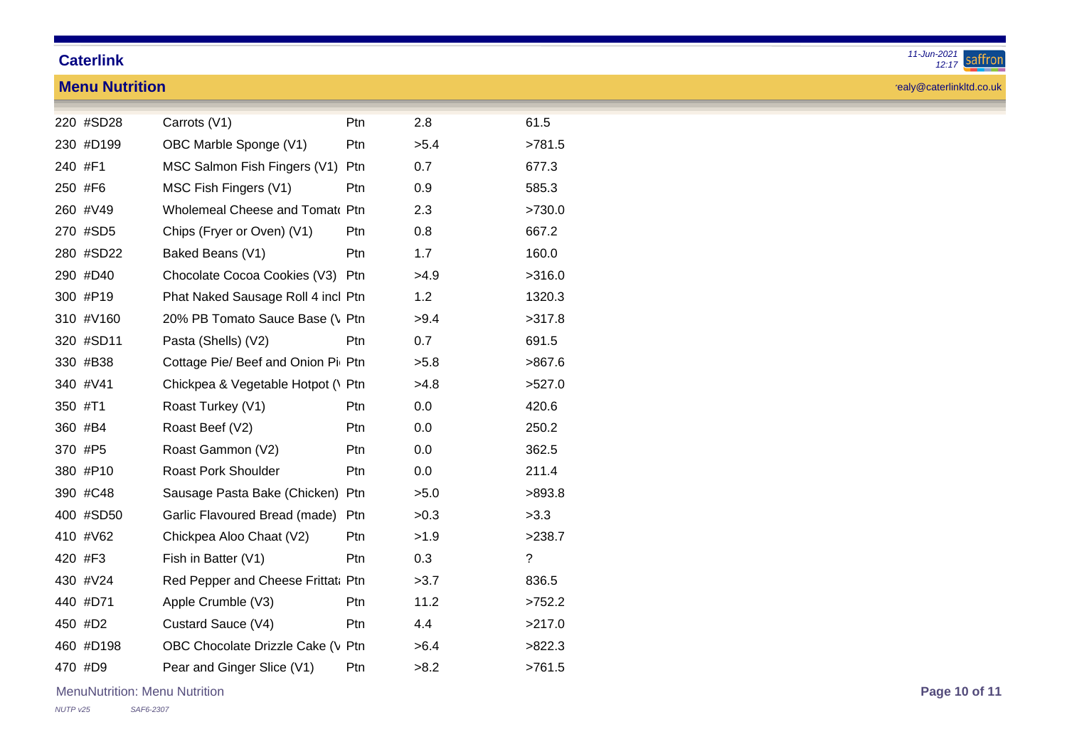## Caterlink

### Menu Nutrition

| | | | | | |
|---|---|---|---|---|---|
| 220 | #SD28 | Carrots (V1) | Ptn | 2.8 | 61.5 |
| 230 | #D199 | OBC Marble Sponge (V1) | Ptn | >5.4 | >781.5 |
| 240 | #F1 | MSC Salmon Fish Fingers (V1) | Ptn | 0.7 | 677.3 |
| 250 | #F6 | MSC Fish Fingers (V1) | Ptn | 0.9 | 585.3 |
| 260 | #V49 | Wholemeal Cheese and Tomat | Ptn | 2.3 | >730.0 |
| 270 | #SD5 | Chips (Fryer or Oven) (V1) | Ptn | 0.8 | 667.2 |
| 280 | #SD22 | Baked Beans (V1) | Ptn | 1.7 | 160.0 |
| 290 | #D40 | Chocolate Cocoa Cookies (V3) | Ptn | >4.9 | >316.0 |
| 300 | #P19 | Phat Naked Sausage Roll 4 incl | Ptn | 1.2 | 1320.3 |
| 310 | #V160 | 20% PB Tomato Sauce Base (V | Ptn | >9.4 | >317.8 |
| 320 | #SD11 | Pasta (Shells) (V2) | Ptn | 0.7 | 691.5 |
| 330 | #B38 | Cottage Pie/ Beef and Onion Pi | Ptn | >5.8 | >867.6 |
| 340 | #V41 | Chickpea & Vegetable Hotpot (V | Ptn | >4.8 | >527.0 |
| 350 | #T1 | Roast Turkey (V1) | Ptn | 0.0 | 420.6 |
| 360 | #B4 | Roast Beef (V2) | Ptn | 0.0 | 250.2 |
| 370 | #P5 | Roast Gammon (V2) | Ptn | 0.0 | 362.5 |
| 380 | #P10 | Roast Pork Shoulder | Ptn | 0.0 | 211.4 |
| 390 | #C48 | Sausage Pasta Bake (Chicken) | Ptn | >5.0 | >893.8 |
| 400 | #SD50 | Garlic Flavoured Bread (made) | Ptn | >0.3 | >3.3 |
| 410 | #V62 | Chickpea Aloo Chaat (V2) | Ptn | >1.9 | >238.7 |
| 420 | #F3 | Fish in Batter (V1) | Ptn | 0.3 | ? |
| 430 | #V24 | Red Pepper and Cheese Frittat | Ptn | >3.7 | 836.5 |
| 440 | #D71 | Apple Crumble (V3) | Ptn | 11.2 | >752.2 |
| 450 | #D2 | Custard Sauce (V4) | Ptn | 4.4 | >217.0 |
| 460 | #D198 | OBC Chocolate Drizzle Cake (V | Ptn | >6.4 | >822.3 |
| 470 | #D9 | Pear and Ginger Slice (V1) | Ptn | >8.2 | >761.5 |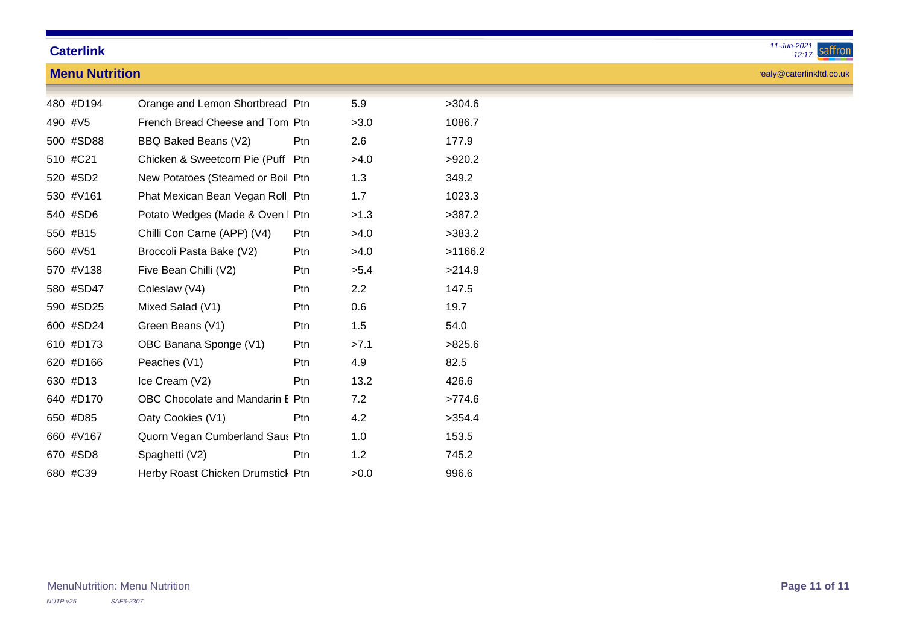## Caterlink

## Menu Nutrition

ealy@caterlinkltd.co.uk

| | | | | | |
|---|---|---|---|---|---|
| 480 | #D194 | Orange and Lemon Shortbread | Ptn | 5.9 | >304.6 |
| 490 | #V5 | French Bread Cheese and Tom | Ptn | >3.0 | 1086.7 |
| 500 | #SD88 | BBQ Baked Beans (V2) | Ptn | 2.6 | 177.9 |
| 510 | #C21 | Chicken & Sweetcorn Pie (Puff | Ptn | >4.0 | >920.2 |
| 520 | #SD2 | New Potatoes (Steamed or Boil | Ptn | 1.3 | 349.2 |
| 530 | #V161 | Phat Mexican Bean Vegan Roll | Ptn | 1.7 | 1023.3 |
| 540 | #SD6 | Potato Wedges (Made & Oven I | Ptn | >1.3 | >387.2 |
| 550 | #B15 | Chilli Con Carne (APP) (V4) | Ptn | >4.0 | >383.2 |
| 560 | #V51 | Broccoli Pasta Bake (V2) | Ptn | >4.0 | >1166.2 |
| 570 | #V138 | Five Bean Chilli (V2) | Ptn | >5.4 | >214.9 |
| 580 | #SD47 | Coleslaw (V4) | Ptn | 2.2 | 147.5 |
| 590 | #SD25 | Mixed Salad (V1) | Ptn | 0.6 | 19.7 |
| 600 | #SD24 | Green Beans (V1) | Ptn | 1.5 | 54.0 |
| 610 | #D173 | OBC Banana Sponge (V1) | Ptn | >7.1 | >825.6 |
| 620 | #D166 | Peaches (V1) | Ptn | 4.9 | 82.5 |
| 630 | #D13 | Ice Cream (V2) | Ptn | 13.2 | 426.6 |
| 640 | #D170 | OBC Chocolate and Mandarin E | Ptn | 7.2 | >774.6 |
| 650 | #D85 | Oaty Cookies (V1) | Ptn | 4.2 | >354.4 |
| 660 | #V167 | Quorn Vegan Cumberland Saus | Ptn | 1.0 | 153.5 |
| 670 | #SD8 | Spaghetti (V2) | Ptn | 1.2 | 745.2 |
| 680 | #C39 | Herby Roast Chicken Drumstick | Ptn | >0.0 | 996.6 |